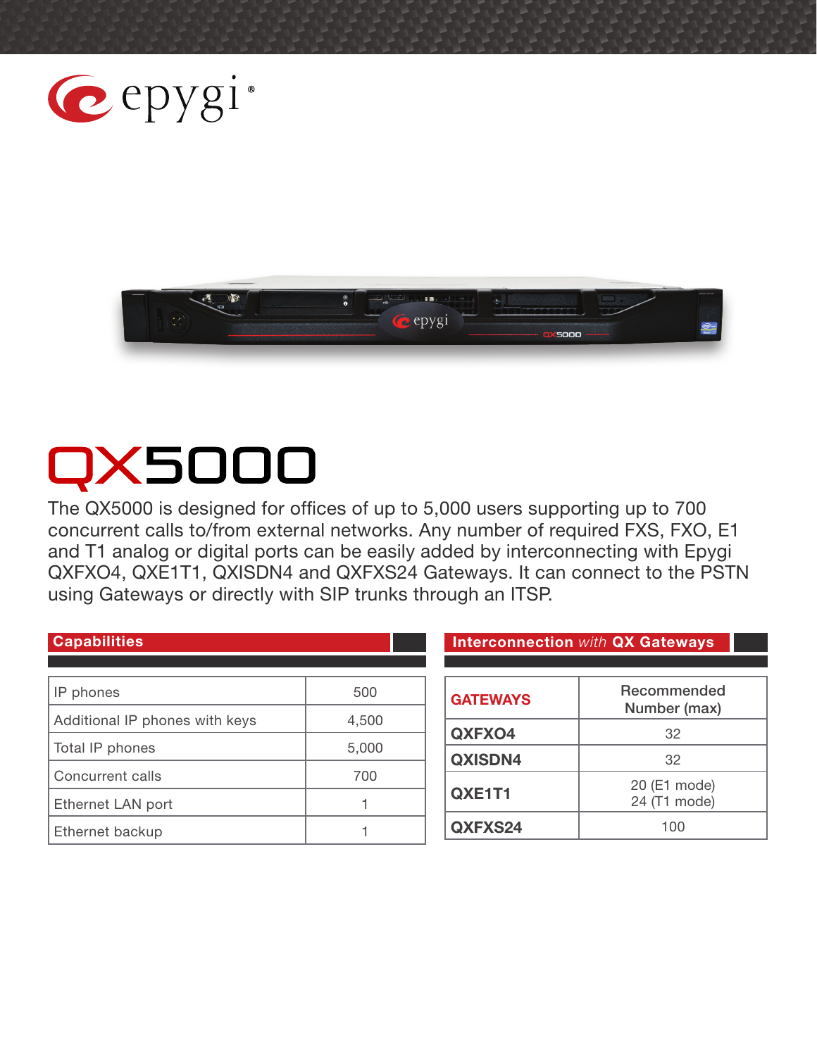# QX5000

The QX5000 is designed for offices of up to 5,000 users supporting up to 700 concurrent calls to/from external networks. Any number of required FXS, FXO, E1 and T1 analog or digital ports can be easily added by interconnecting with Epygi QXFXO4, QXE1T1, QXISDN4 and QXFXS24 Gateways. It can connect to the PSTN using Gateways or directly with SIP trunks through an ITSP.

## Capabilities

| | |
|---|---|
| IP phones | 500 |
| Additional IP phones with keys | 4,500 |
| Total IP phones | 5,000 |
| Concurrent calls | 700 |
| Ethernet LAN port | 1 |
| Ethernet backup | 1 |

## Interconnection *with* QX Gateways

| GATEWAYS | Recommended Number (max) |
|---|---|
| QXFXO4 | 32 |
| QXISDN4 | 32 |
| QXE1T1 | 20 (E1 mode)<br>24 (T1 mode) |
| QXFXS24 | 100 |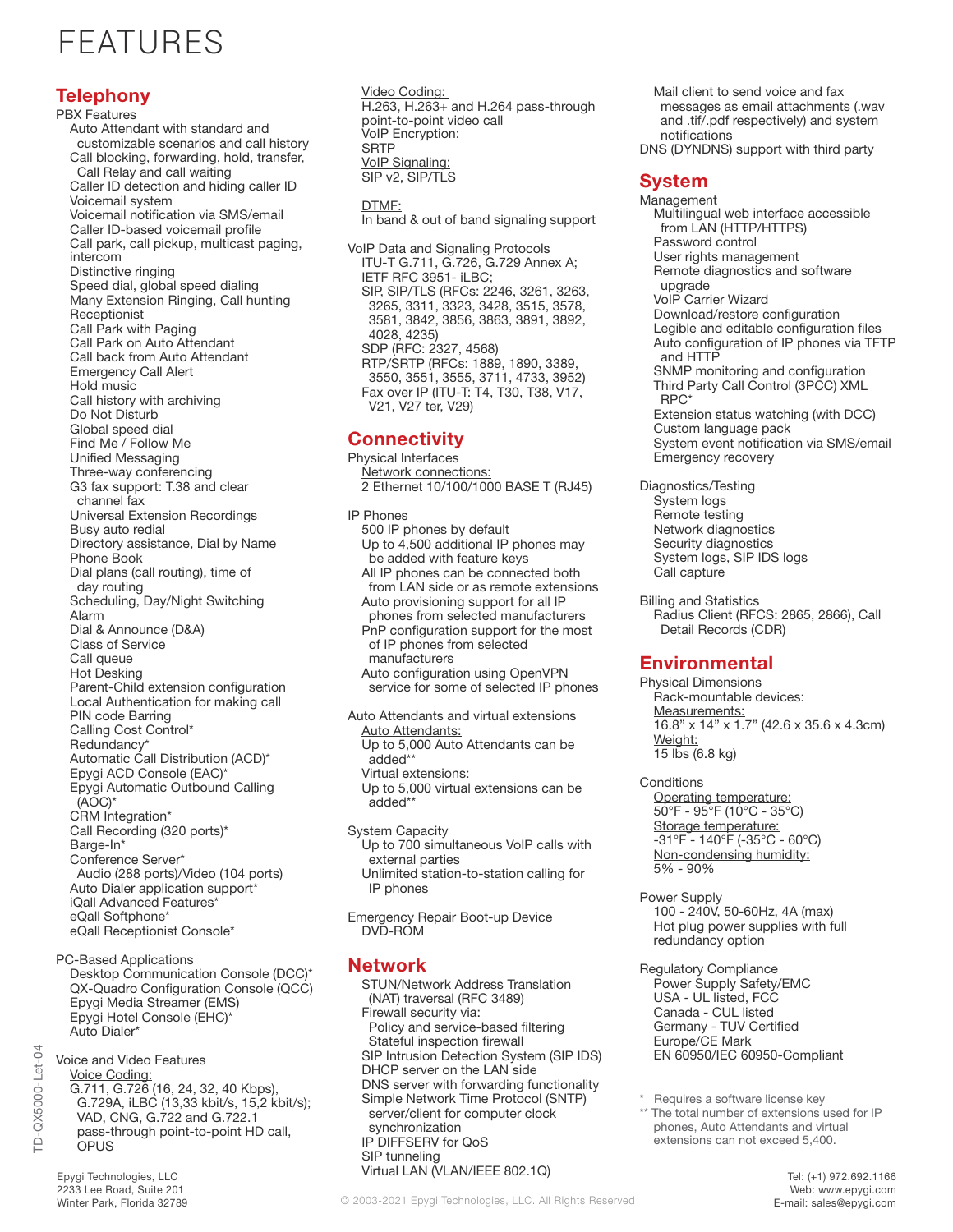# FEATURES

## Telephony

PBX Features

- Auto Attendant with standard and customizable scenarios and call history
- Call blocking, forwarding, hold, transfer, Call Relay and call waiting
- Caller ID detection and hiding caller ID
- Voicemail system
- Voicemail notification via SMS/email
- Caller ID-based voicemail profile
- Call park, call pickup, multicast paging, intercom
- Distinctive ringing
- Speed dial, global speed dialing
- Many Extension Ringing, Call hunting
- Receptionist
- Call Park with Paging
- Call Park on Auto Attendant
- Call back from Auto Attendant
- Emergency Call Alert
- Hold music
- Call history with archiving
- Do Not Disturb
- Global speed dial
- Find Me / Follow Me
- Unified Messaging
- Three-way conferencing
- G3 fax support: T.38 and clear channel fax
- Universal Extension Recordings
- Busy auto redial
- Directory assistance, Dial by Name
- Phone Book
- Dial plans (call routing), time of day routing
- Scheduling, Day/Night Switching
- Alarm
- Dial & Announce (D&A)
- Class of Service
- Call queue
- Hot Desking
- Parent-Child extension configuration
- Local Authentication for making call
- PIN code Barring
- Calling Cost Control*
- Redundancy*
- Automatic Call Distribution (ACD)*
- Epygi ACD Console (EAC)*
- Epygi Automatic Outbound Calling (AOC)*
- CRM Integration*
- Call Recording (320 ports)*
- Barge-In*
- Conference Server* Audio (288 ports)/Video (104 ports)
- Auto Dialer application support*
- iQall Advanced Features*
- eQall Softphone*
- eQall Receptionist Console*

PC-Based Applications

- Desktop Communication Console (DCC)*
- QX-Quadro Configuration Console (QCC)
- Epygi Media Streamer (EMS)
- Epygi Hotel Console (EHC)*
- Auto Dialer*

Voice and Video Features

Voice Coding:
G.711, G.726 (16, 24, 32, 40 Kbps), G.729A, iLBC (13,33 kbit/s, 15,2 kbit/s); VAD, CNG, G.722 and G.722.1 pass-through point-to-point HD call, OPUS

Video Coding:
H.263, H.263+ and H.264 pass-through point-to-point video call

VoIP Encryption:
SRTP

VoIP Signaling:
SIP v2, SIP/TLS

DTMF:
In band & out of band signaling support

VoIP Data and Signaling Protocols

- ITU-T G.711, G.726, G.729 Annex A;
- IETF RFC 3951- iLBC;
- SIP, SIP/TLS (RFCs: 2246, 3261, 3263, 3265, 3311, 3323, 3428, 3515, 3578, 3581, 3842, 3856, 3863, 3891, 3892, 4028, 4235)
- SDP (RFC: 2327, 4568)
- RTP/SRTP (RFCs: 1889, 1890, 3389, 3550, 3551, 3555, 3711, 4733, 3952)
- Fax over IP (ITU-T: T4, T30, T38, V17, V21, V27 ter, V29)

## Connectivity

Physical Interfaces

Network connections:
2 Ethernet 10/100/1000 BASE T (RJ45)

IP Phones

- 500 IP phones by default
- Up to 4,500 additional IP phones may be added with feature keys
- All IP phones can be connected both from LAN side or as remote extensions
- Auto provisioning support for all IP phones from selected manufacturers
- PnP configuration support for the most of IP phones from selected manufacturers
- Auto configuration using OpenVPN service for some of selected IP phones

Auto Attendants and virtual extensions

Auto Attendants:
Up to 5,000 Auto Attendants can be added**

Virtual extensions:
Up to 5,000 virtual extensions can be added**

System Capacity

- Up to 700 simultaneous VoIP calls with external parties
- Unlimited station-to-station calling for IP phones

Emergency Repair Boot-up Device

- DVD-ROM

## Network

- STUN/Network Address Translation (NAT) traversal (RFC 3489)
- Firewall security via:
  - Policy and service-based filtering
  - Stateful inspection firewall
- SIP Intrusion Detection System (SIP IDS)
- DHCP server on the LAN side
- DNS server with forwarding functionality
- Simple Network Time Protocol (SNTP) server/client for computer clock synchronization
- IP DIFFSERV for QoS
- SIP tunneling
- Virtual LAN (VLAN/IEEE 802.1Q)
- Mail client to send voice and fax messages as email attachments (.wav and .tif/.pdf respectively) and system notifications
- DNS (DYNDNS) support with third party

## System

Management

- Multilingual web interface accessible from LAN (HTTP/HTTPS)
- Password control
- User rights management
- Remote diagnostics and software upgrade
- VoIP Carrier Wizard
- Download/restore configuration
- Legible and editable configuration files
- Auto configuration of IP phones via TFTP and HTTP
- SNMP monitoring and configuration
- Third Party Call Control (3PCC) XML RPC*
- Extension status watching (with DCC)
- Custom language pack
- System event notification via SMS/email
- Emergency recovery

Diagnostics/Testing

- System logs
- Remote testing
- Network diagnostics
- Security diagnostics
- System logs, SIP IDS logs
- Call capture

Billing and Statistics

- Radius Client (RFCS: 2865, 2866), Call Detail Records (CDR)

## Environmental

Physical Dimensions

Rack-mountable devices:

Measurements:
16.8" x 14" x 1.7" (42.6 x 35.6 x 4.3cm)

Weight:
15 lbs (6.8 kg)

Conditions

Operating temperature:
50°F - 95°F (10°C - 35°C)

Storage temperature:
-31°F - 140°F (-35°C - 60°C)

Non-condensing humidity:
5% - 90%

Power Supply

- 100 - 240V, 50-60Hz, 4A (max)
- Hot plug power supplies with full redundancy option

Regulatory Compliance

- Power Supply Safety/EMC
- USA - UL listed, FCC
- Canada - CUL listed
- Germany - TUV Certified
- Europe/CE Mark
- EN 60950/IEC 60950-Compliant

\* Requires a software license key

** The total number of extensions used for IP phones, Auto Attendants and virtual extensions can not exceed 5,400.

TD-QX5000-Let-04

Epygi Technologies, LLC
2233 Lee Road, Suite 201
Winter Park, Florida 32789

© 2003-2021 Epygi Technologies, LLC. All Rights Reserved

Tel: (+1) 972.692.1166
Web: www.epygi.com
E-mail: sales@epygi.com